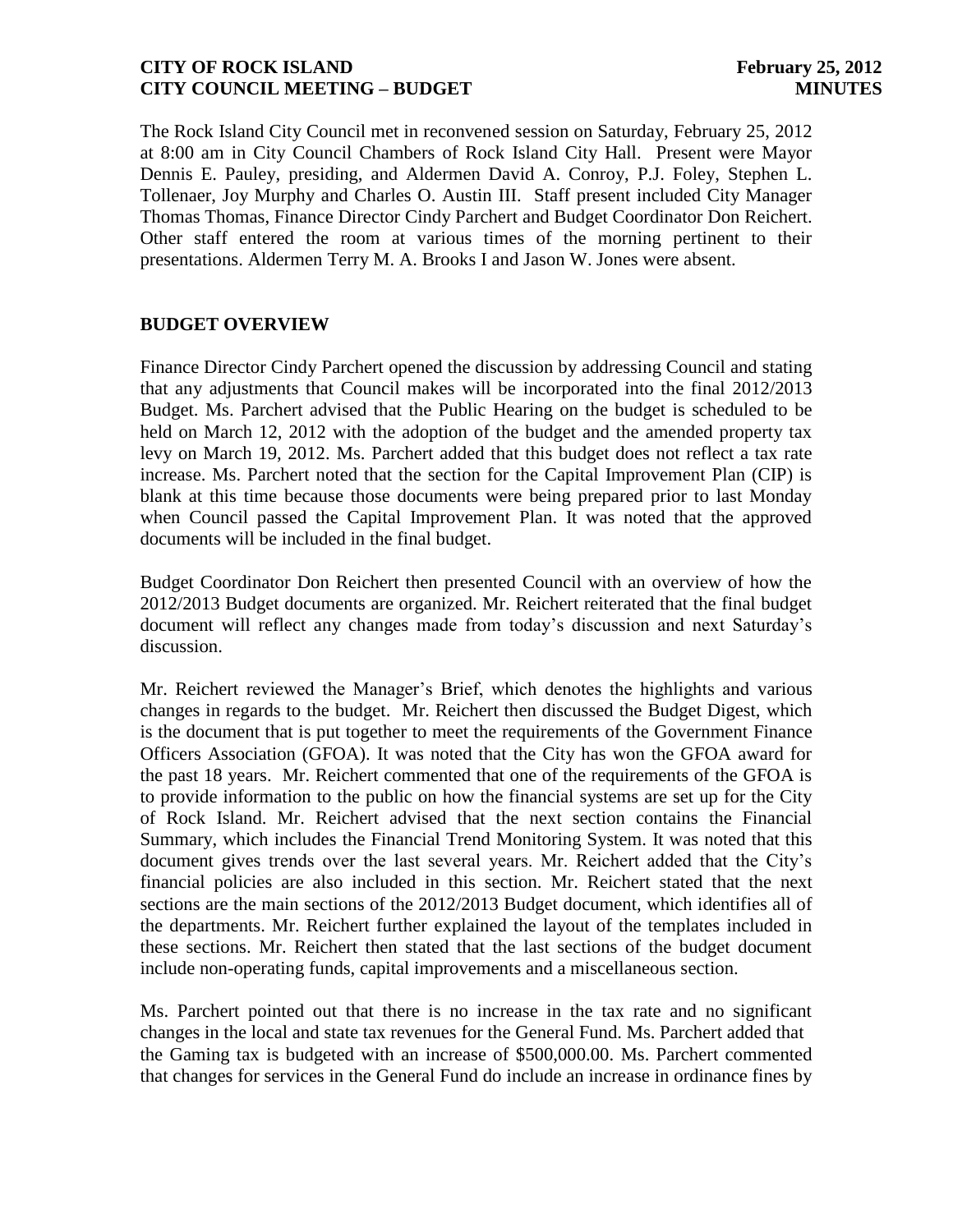The Rock Island City Council met in reconvened session on Saturday, February 25, 2012 at 8:00 am in City Council Chambers of Rock Island City Hall. Present were Mayor Dennis E. Pauley, presiding, and Aldermen David A. Conroy, P.J. Foley, Stephen L. Tollenaer, Joy Murphy and Charles O. Austin III. Staff present included City Manager Thomas Thomas, Finance Director Cindy Parchert and Budget Coordinator Don Reichert. Other staff entered the room at various times of the morning pertinent to their presentations. Aldermen Terry M. A. Brooks I and Jason W. Jones were absent.

## BUDGET OVERVIEW

Finance Director Cindy Parchert opened the discussion by addressing Council and stating that any adjustments that Council makes will be incorporated into the final 2012/2013 Budget. Ms. Parchert advised that the Public Hearing on the budget is scheduled to be held on March 12, 2012 with the adoption of the budget and the amended property tax levy on March 19, 2012. Ms. Parchert added that this budget does not reflect a tax rate increase. Ms. Parchert noted that the section for the Capital Improvement Plan (CIP) is blank at this time because those documents were being prepared prior to last Monday when Council passed the Capital Improvement Plan. It was noted that the approved documents will be included in the final budget.

Budget Coordinator Don Reichert then presented Council with an overview of how the 2012/2013 Budget documents are organized. Mr. Reichert reiterated that the final budget document will reflect any changes made from today's discussion and next Saturday's discussion.

Mr. Reichert reviewed the Manager's Brief, which denotes the highlights and various changes in regards to the budget. Mr. Reichert then discussed the Budget Digest, which is the document that is put together to meet the requirements of the Government Finance Officers Association (GFOA). It was noted that the City has won the GFOA award for the past 18 years. Mr. Reichert commented that one of the requirements of the GFOA is to provide information to the public on how the financial systems are set up for the City of Rock Island. Mr. Reichert advised that the next section contains the Financial Summary, which includes the Financial Trend Monitoring System. It was noted that this document gives trends over the last several years. Mr. Reichert added that the City's financial policies are also included in this section. Mr. Reichert stated that the next sections are the main sections of the 2012/2013 Budget document, which identifies all of the departments. Mr. Reichert further explained the layout of the templates included in these sections. Mr. Reichert then stated that the last sections of the budget document include non-operating funds, capital improvements and a miscellaneous section.

Ms. Parchert pointed out that there is no increase in the tax rate and no significant changes in the local and state tax revenues for the General Fund. Ms. Parchert added that the Gaming tax is budgeted with an increase of $500,000.00. Ms. Parchert commented that changes for services in the General Fund do include an increase in ordinance fines by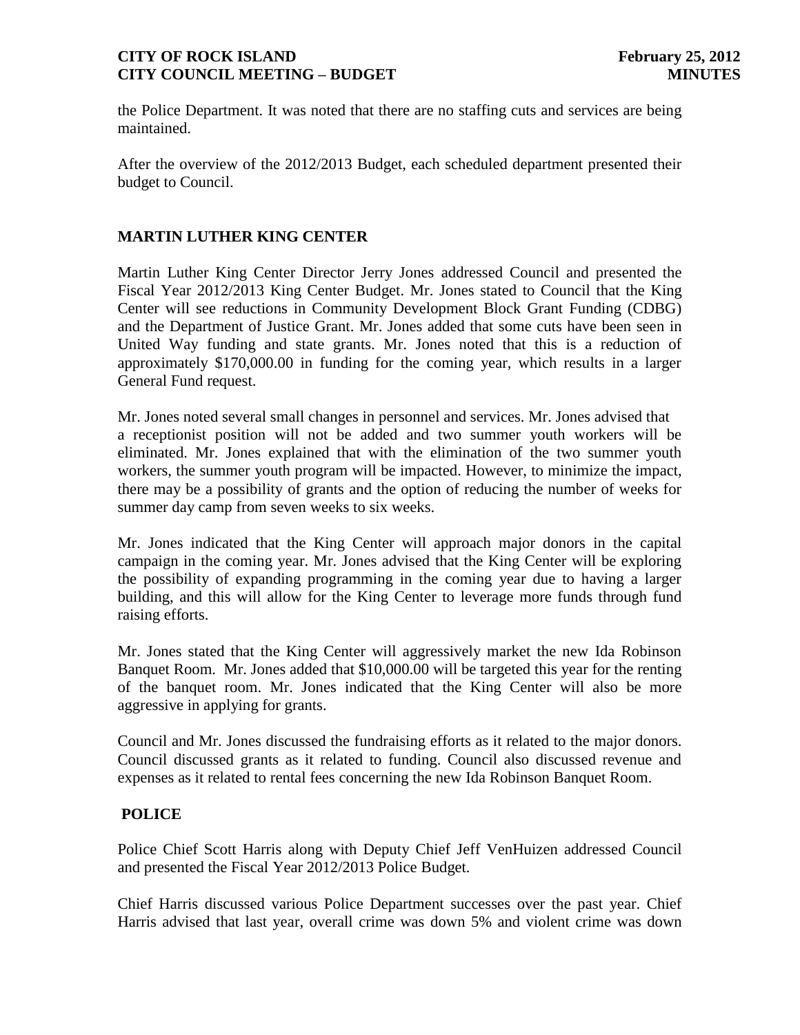the Police Department. It was noted that there are no staffing cuts and services are being maintained.

After the overview of the 2012/2013 Budget, each scheduled department presented their budget to Council.

## MARTIN LUTHER KING CENTER

Martin Luther King Center Director Jerry Jones addressed Council and presented the Fiscal Year 2012/2013 King Center Budget. Mr. Jones stated to Council that the King Center will see reductions in Community Development Block Grant Funding (CDBG) and the Department of Justice Grant. Mr. Jones added that some cuts have been seen in United Way funding and state grants. Mr. Jones noted that this is a reduction of approximately $170,000.00 in funding for the coming year, which results in a larger General Fund request.

Mr. Jones noted several small changes in personnel and services. Mr. Jones advised that a receptionist position will not be added and two summer youth workers will be eliminated. Mr. Jones explained that with the elimination of the two summer youth workers, the summer youth program will be impacted. However, to minimize the impact, there may be a possibility of grants and the option of reducing the number of weeks for summer day camp from seven weeks to six weeks.

Mr. Jones indicated that the King Center will approach major donors in the capital campaign in the coming year. Mr. Jones advised that the King Center will be exploring the possibility of expanding programming in the coming year due to having a larger building, and this will allow for the King Center to leverage more funds through fund raising efforts.

Mr. Jones stated that the King Center will aggressively market the new Ida Robinson Banquet Room. Mr. Jones added that $10,000.00 will be targeted this year for the renting of the banquet room. Mr. Jones indicated that the King Center will also be more aggressive in applying for grants.

Council and Mr. Jones discussed the fundraising efforts as it related to the major donors. Council discussed grants as it related to funding. Council also discussed revenue and expenses as it related to rental fees concerning the new Ida Robinson Banquet Room.

## POLICE

Police Chief Scott Harris along with Deputy Chief Jeff VenHuizen addressed Council and presented the Fiscal Year 2012/2013 Police Budget.

Chief Harris discussed various Police Department successes over the past year. Chief Harris advised that last year, overall crime was down 5% and violent crime was down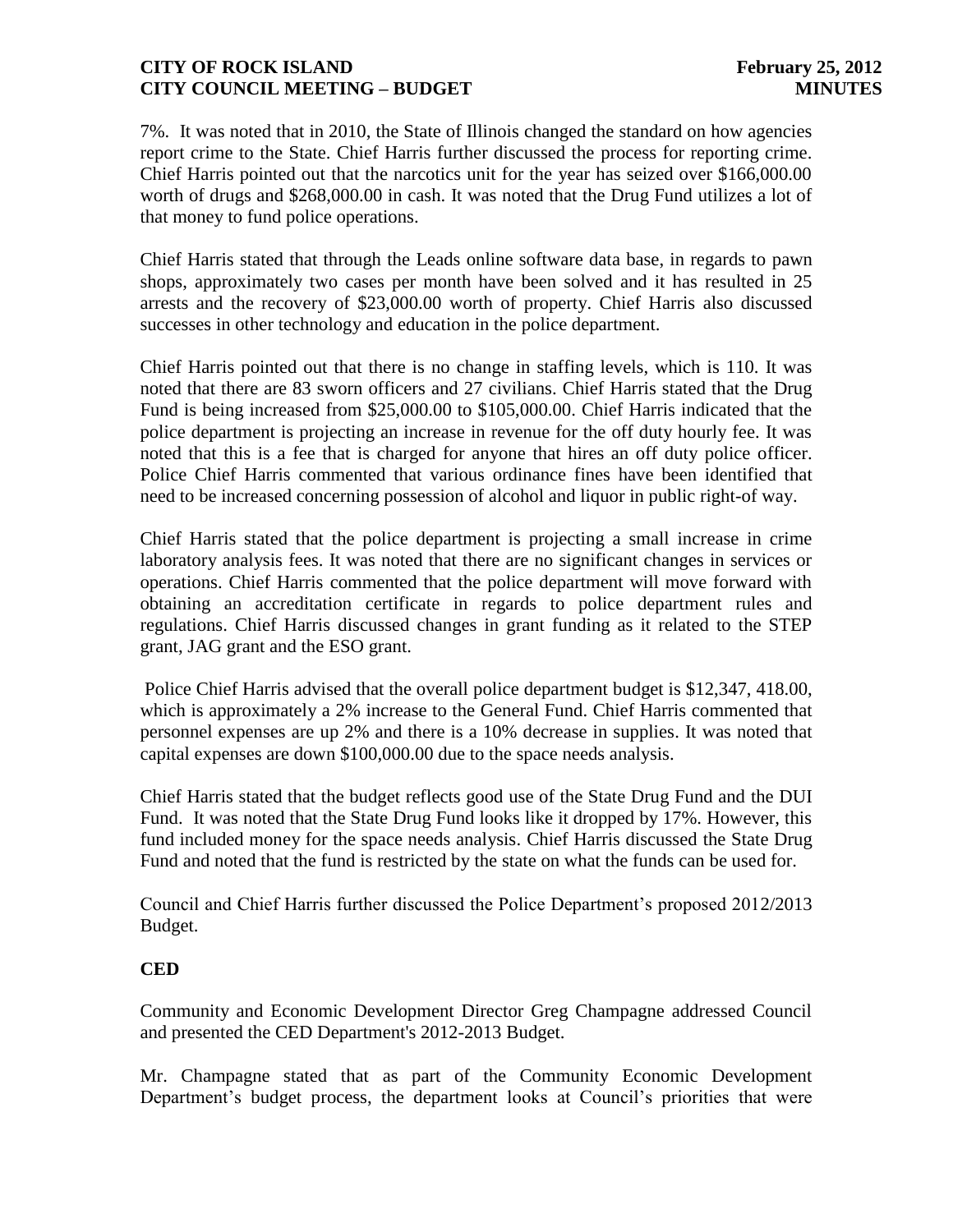7%. It was noted that in 2010, the State of Illinois changed the standard on how agencies report crime to the State. Chief Harris further discussed the process for reporting crime. Chief Harris pointed out that the narcotics unit for the year has seized over $166,000.00 worth of drugs and $268,000.00 in cash. It was noted that the Drug Fund utilizes a lot of that money to fund police operations.

Chief Harris stated that through the Leads online software data base, in regards to pawn shops, approximately two cases per month have been solved and it has resulted in 25 arrests and the recovery of $23,000.00 worth of property. Chief Harris also discussed successes in other technology and education in the police department.

Chief Harris pointed out that there is no change in staffing levels, which is 110. It was noted that there are 83 sworn officers and 27 civilians. Chief Harris stated that the Drug Fund is being increased from $25,000.00 to $105,000.00. Chief Harris indicated that the police department is projecting an increase in revenue for the off duty hourly fee. It was noted that this is a fee that is charged for anyone that hires an off duty police officer. Police Chief Harris commented that various ordinance fines have been identified that need to be increased concerning possession of alcohol and liquor in public right-of way.

Chief Harris stated that the police department is projecting a small increase in crime laboratory analysis fees. It was noted that there are no significant changes in services or operations. Chief Harris commented that the police department will move forward with obtaining an accreditation certificate in regards to police department rules and regulations. Chief Harris discussed changes in grant funding as it related to the STEP grant, JAG grant and the ESO grant.

Police Chief Harris advised that the overall police department budget is $12,347, 418.00, which is approximately a 2% increase to the General Fund. Chief Harris commented that personnel expenses are up 2% and there is a 10% decrease in supplies. It was noted that capital expenses are down $100,000.00 due to the space needs analysis.

Chief Harris stated that the budget reflects good use of the State Drug Fund and the DUI Fund. It was noted that the State Drug Fund looks like it dropped by 17%. However, this fund included money for the space needs analysis. Chief Harris discussed the State Drug Fund and noted that the fund is restricted by the state on what the funds can be used for.

Council and Chief Harris further discussed the Police Department's proposed 2012/2013 Budget.

**CED**

Community and Economic Development Director Greg Champagne addressed Council and presented the CED Department's 2012-2013 Budget.

Mr. Champagne stated that as part of the Community Economic Development Department's budget process, the department looks at Council's priorities that were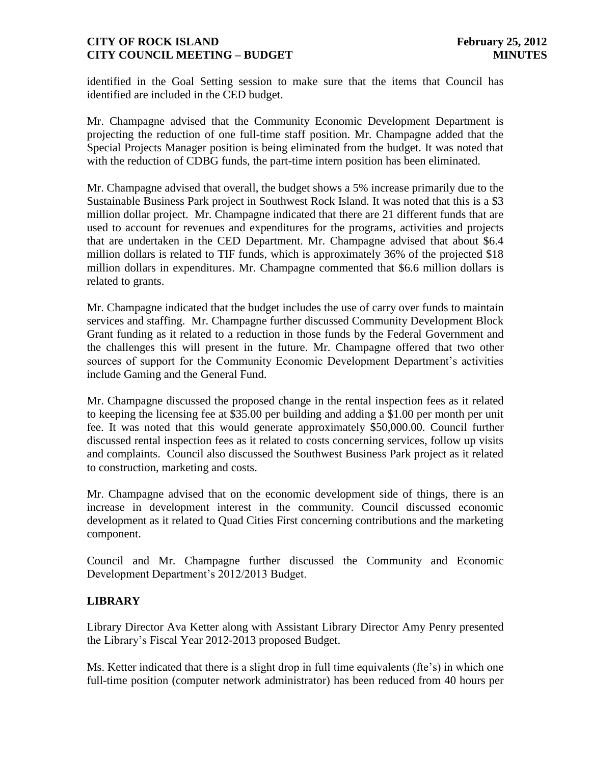identified in the Goal Setting session to make sure that the items that Council has identified are included in the CED budget.

Mr. Champagne advised that the Community Economic Development Department is projecting the reduction of one full-time staff position. Mr. Champagne added that the Special Projects Manager position is being eliminated from the budget. It was noted that with the reduction of CDBG funds, the part-time intern position has been eliminated.

Mr. Champagne advised that overall, the budget shows a 5% increase primarily due to the Sustainable Business Park project in Southwest Rock Island. It was noted that this is a $3 million dollar project. Mr. Champagne indicated that there are 21 different funds that are used to account for revenues and expenditures for the programs, activities and projects that are undertaken in the CED Department. Mr. Champagne advised that about $6.4 million dollars is related to TIF funds, which is approximately 36% of the projected $18 million dollars in expenditures. Mr. Champagne commented that $6.6 million dollars is related to grants.

Mr. Champagne indicated that the budget includes the use of carry over funds to maintain services and staffing. Mr. Champagne further discussed Community Development Block Grant funding as it related to a reduction in those funds by the Federal Government and the challenges this will present in the future. Mr. Champagne offered that two other sources of support for the Community Economic Development Department's activities include Gaming and the General Fund.

Mr. Champagne discussed the proposed change in the rental inspection fees as it related to keeping the licensing fee at $35.00 per building and adding a $1.00 per month per unit fee. It was noted that this would generate approximately $50,000.00. Council further discussed rental inspection fees as it related to costs concerning services, follow up visits and complaints. Council also discussed the Southwest Business Park project as it related to construction, marketing and costs.

Mr. Champagne advised that on the economic development side of things, there is an increase in development interest in the community. Council discussed economic development as it related to Quad Cities First concerning contributions and the marketing component.

Council and Mr. Champagne further discussed the Community and Economic Development Department's 2012/2013 Budget.

## LIBRARY

Library Director Ava Ketter along with Assistant Library Director Amy Penry presented the Library's Fiscal Year 2012-2013 proposed Budget.

Ms. Ketter indicated that there is a slight drop in full time equivalents (fte's) in which one full-time position (computer network administrator) has been reduced from 40 hours per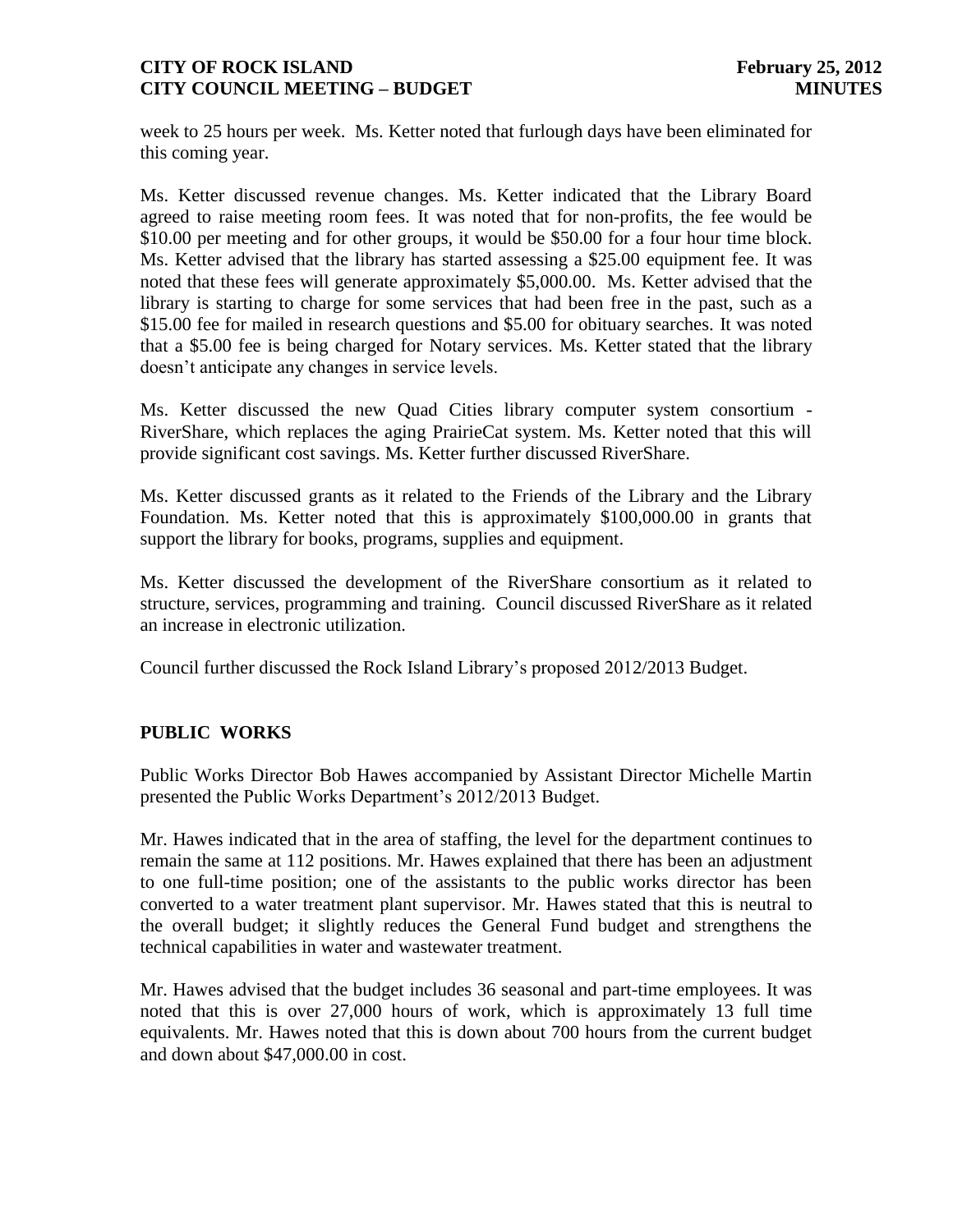week to 25 hours per week. Ms. Ketter noted that furlough days have been eliminated for this coming year.

Ms. Ketter discussed revenue changes. Ms. Ketter indicated that the Library Board agreed to raise meeting room fees. It was noted that for non-profits, the fee would be $10.00 per meeting and for other groups, it would be $50.00 for a four hour time block. Ms. Ketter advised that the library has started assessing a $25.00 equipment fee. It was noted that these fees will generate approximately $5,000.00. Ms. Ketter advised that the library is starting to charge for some services that had been free in the past, such as a $15.00 fee for mailed in research questions and $5.00 for obituary searches. It was noted that a $5.00 fee is being charged for Notary services. Ms. Ketter stated that the library doesn't anticipate any changes in service levels.

Ms. Ketter discussed the new Quad Cities library computer system consortium - RiverShare, which replaces the aging PrairieCat system. Ms. Ketter noted that this will provide significant cost savings. Ms. Ketter further discussed RiverShare.

Ms. Ketter discussed grants as it related to the Friends of the Library and the Library Foundation. Ms. Ketter noted that this is approximately $100,000.00 in grants that support the library for books, programs, supplies and equipment.

Ms. Ketter discussed the development of the RiverShare consortium as it related to structure, services, programming and training. Council discussed RiverShare as it related an increase in electronic utilization.

Council further discussed the Rock Island Library's proposed 2012/2013 Budget.

## PUBLIC WORKS

Public Works Director Bob Hawes accompanied by Assistant Director Michelle Martin presented the Public Works Department's 2012/2013 Budget.

Mr. Hawes indicated that in the area of staffing, the level for the department continues to remain the same at 112 positions. Mr. Hawes explained that there has been an adjustment to one full-time position; one of the assistants to the public works director has been converted to a water treatment plant supervisor. Mr. Hawes stated that this is neutral to the overall budget; it slightly reduces the General Fund budget and strengthens the technical capabilities in water and wastewater treatment.

Mr. Hawes advised that the budget includes 36 seasonal and part-time employees. It was noted that this is over 27,000 hours of work, which is approximately 13 full time equivalents. Mr. Hawes noted that this is down about 700 hours from the current budget and down about $47,000.00 in cost.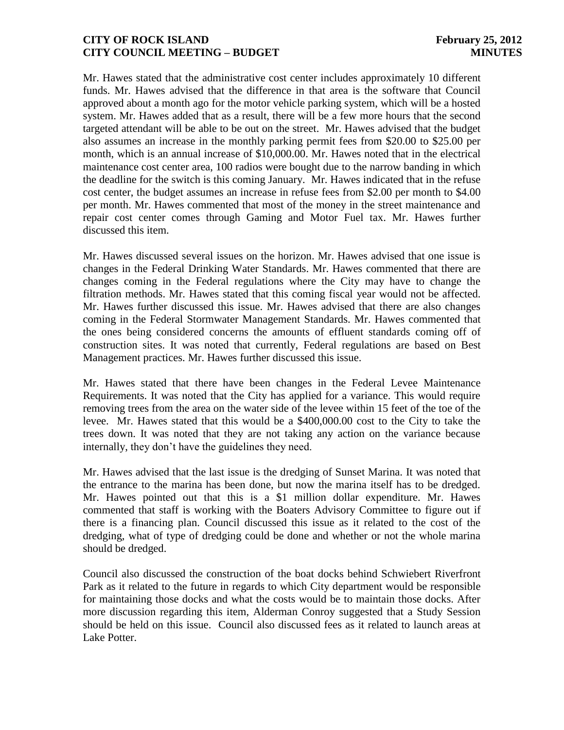Mr. Hawes stated that the administrative cost center includes approximately 10 different funds. Mr. Hawes advised that the difference in that area is the software that Council approved about a month ago for the motor vehicle parking system, which will be a hosted system. Mr. Hawes added that as a result, there will be a few more hours that the second targeted attendant will be able to be out on the street. Mr. Hawes advised that the budget also assumes an increase in the monthly parking permit fees from $20.00 to $25.00 per month, which is an annual increase of $10,000.00. Mr. Hawes noted that in the electrical maintenance cost center area, 100 radios were bought due to the narrow banding in which the deadline for the switch is this coming January. Mr. Hawes indicated that in the refuse cost center, the budget assumes an increase in refuse fees from $2.00 per month to $4.00 per month. Mr. Hawes commented that most of the money in the street maintenance and repair cost center comes through Gaming and Motor Fuel tax. Mr. Hawes further discussed this item.

Mr. Hawes discussed several issues on the horizon. Mr. Hawes advised that one issue is changes in the Federal Drinking Water Standards. Mr. Hawes commented that there are changes coming in the Federal regulations where the City may have to change the filtration methods. Mr. Hawes stated that this coming fiscal year would not be affected. Mr. Hawes further discussed this issue. Mr. Hawes advised that there are also changes coming in the Federal Stormwater Management Standards. Mr. Hawes commented that the ones being considered concerns the amounts of effluent standards coming off of construction sites. It was noted that currently, Federal regulations are based on Best Management practices. Mr. Hawes further discussed this issue.

Mr. Hawes stated that there have been changes in the Federal Levee Maintenance Requirements. It was noted that the City has applied for a variance. This would require removing trees from the area on the water side of the levee within 15 feet of the toe of the levee. Mr. Hawes stated that this would be a $400,000.00 cost to the City to take the trees down. It was noted that they are not taking any action on the variance because internally, they don't have the guidelines they need.

Mr. Hawes advised that the last issue is the dredging of Sunset Marina. It was noted that the entrance to the marina has been done, but now the marina itself has to be dredged. Mr. Hawes pointed out that this is a $1 million dollar expenditure. Mr. Hawes commented that staff is working with the Boaters Advisory Committee to figure out if there is a financing plan. Council discussed this issue as it related to the cost of the dredging, what of type of dredging could be done and whether or not the whole marina should be dredged.

Council also discussed the construction of the boat docks behind Schwiebert Riverfront Park as it related to the future in regards to which City department would be responsible for maintaining those docks and what the costs would be to maintain those docks. After more discussion regarding this item, Alderman Conroy suggested that a Study Session should be held on this issue. Council also discussed fees as it related to launch areas at Lake Potter.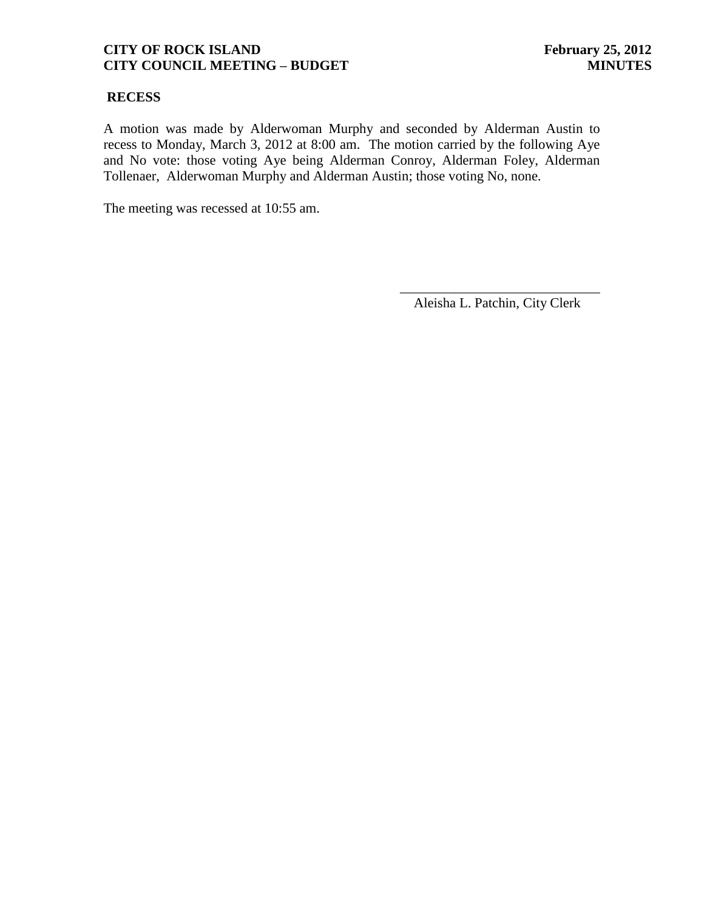## RECESS

A motion was made by Alderwoman Murphy and seconded by Alderman Austin to recess to Monday, March 3, 2012 at 8:00 am. The motion carried by the following Aye and No vote: those voting Aye being Alderman Conroy, Alderman Foley, Alderman Tollenaer, Alderwoman Murphy and Alderman Austin; those voting No, none.

The meeting was recessed at 10:55 am.

\_\_\_\_\_\_\_\_\_\_\_\_\_\_\_\_\_\_\_\_\_\_\_\_\_\_\_\_\_\_

Aleisha L. Patchin, City Clerk